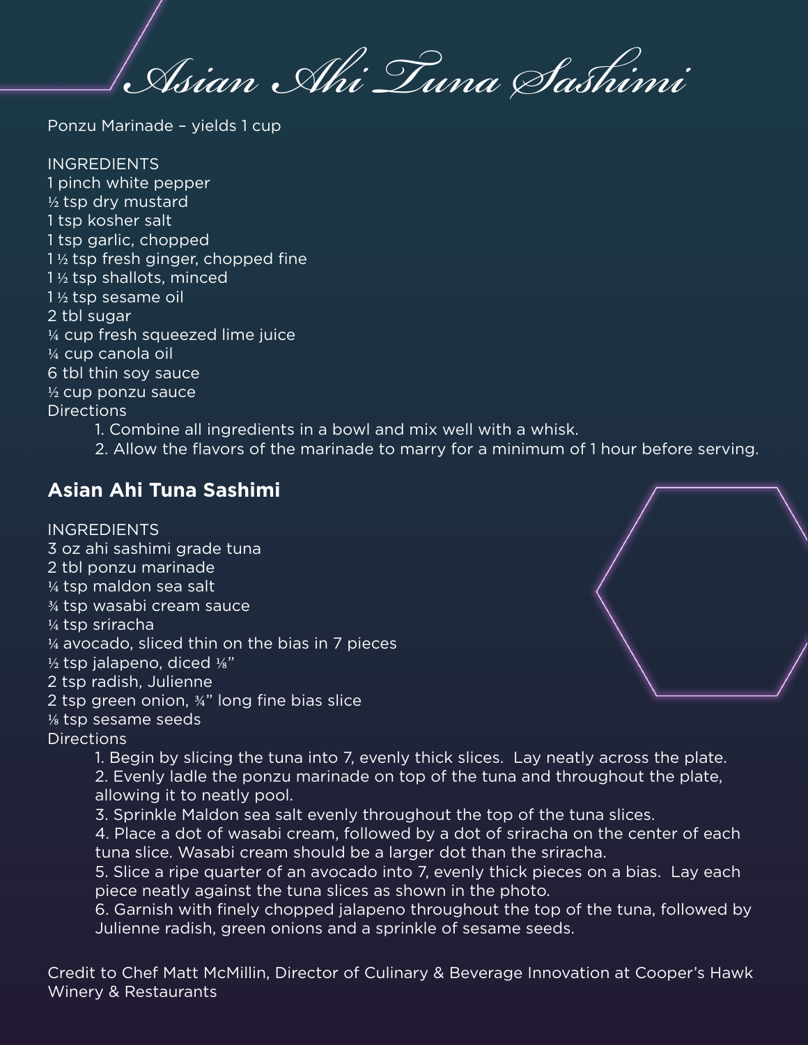# *Asian Ahi Tuna Sashimi*

Ponzu Marinade – yields 1 cup

INGREDIENTS
1 pinch white pepper
½ tsp dry mustard
1 tsp kosher salt
1 tsp garlic, chopped
1 ½ tsp fresh ginger, chopped fine
1 ½ tsp shallots, minced
1 ½ tsp sesame oil
2 tbl sugar
¼ cup fresh squeezed lime juice
¼ cup canola oil
6 tbl thin soy sauce
½ cup ponzu sauce
Directions

1. Combine all ingredients in a bowl and mix well with a whisk.
2. Allow the flavors of the marinade to marry for a minimum of 1 hour before serving.

## Asian Ahi Tuna Sashimi

INGREDIENTS
3 oz ahi sashimi grade tuna
2 tbl ponzu marinade
¼ tsp maldon sea salt
¾ tsp wasabi cream sauce
¼ tsp sriracha
¼ avocado, sliced thin on the bias in 7 pieces
½ tsp jalapeno, diced ⅛"
2 tsp radish, Julienne
2 tsp green onion, ¾" long fine bias slice
⅛ tsp sesame seeds
Directions

1. Begin by slicing the tuna into 7, evenly thick slices. Lay neatly across the plate.
2. Evenly ladle the ponzu marinade on top of the tuna and throughout the plate, allowing it to neatly pool.
3. Sprinkle Maldon sea salt evenly throughout the top of the tuna slices.
4. Place a dot of wasabi cream, followed by a dot of sriracha on the center of each tuna slice. Wasabi cream should be a larger dot than the sriracha.
5. Slice a ripe quarter of an avocado into 7, evenly thick pieces on a bias. Lay each piece neatly against the tuna slices as shown in the photo.
6. Garnish with finely chopped jalapeno throughout the top of the tuna, followed by Julienne radish, green onions and a sprinkle of sesame seeds.

Credit to Chef Matt McMillin, Director of Culinary & Beverage Innovation at Cooper's Hawk Winery & Restaurants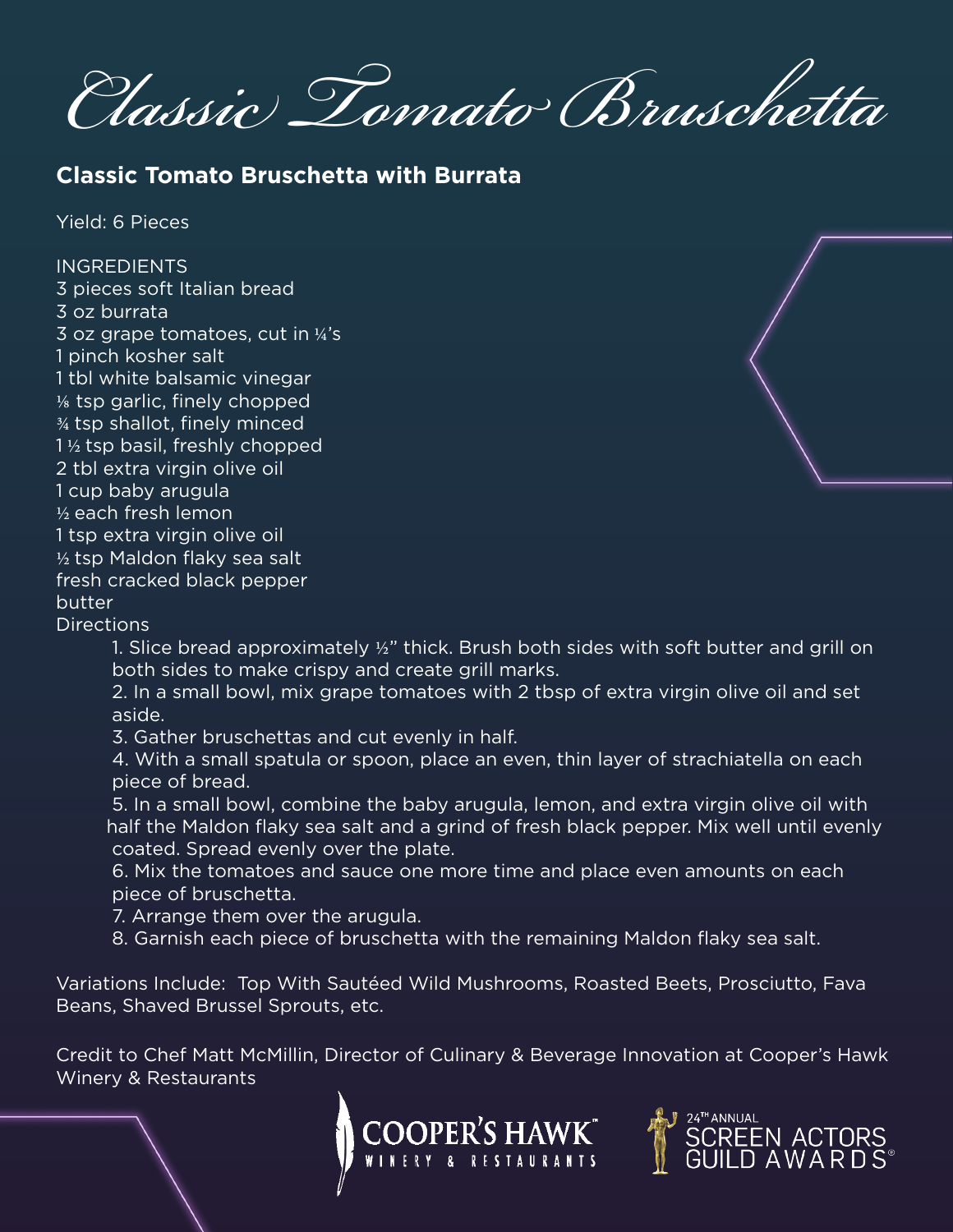# Classic Tomato Bruschetta

## Classic Tomato Bruschetta with Burrata

Yield: 6 Pieces

INGREDIENTS
3 pieces soft Italian bread
3 oz burrata
3 oz grape tomatoes, cut in ¼'s
1 pinch kosher salt
1 tbl white balsamic vinegar
⅛ tsp garlic, finely chopped
¾ tsp shallot, finely minced
1 ½ tsp basil, freshly chopped
2 tbl extra virgin olive oil
1 cup baby arugula
½ each fresh lemon
1 tsp extra virgin olive oil
½ tsp Maldon flaky sea salt
fresh cracked black pepper
butter

Directions

1. Slice bread approximately ½" thick. Brush both sides with soft butter and grill on both sides to make crispy and create grill marks.
2. In a small bowl, mix grape tomatoes with 2 tbsp of extra virgin olive oil and set aside.
3. Gather bruschettas and cut evenly in half.
4. With a small spatula or spoon, place an even, thin layer of strachiatella on each piece of bread.
5. In a small bowl, combine the baby arugula, lemon, and extra virgin olive oil with half the Maldon flaky sea salt and a grind of fresh black pepper. Mix well until evenly coated. Spread evenly over the plate.
6. Mix the tomatoes and sauce one more time and place even amounts on each piece of bruschetta.
7. Arrange them over the arugula.
8. Garnish each piece of bruschetta with the remaining Maldon flaky sea salt.

Variations Include: Top With Sautéed Wild Mushrooms, Roasted Beets, Prosciutto, Fava Beans, Shaved Brussel Sprouts, etc.

Credit to Chef Matt McMillin, Director of Culinary & Beverage Innovation at Cooper's Hawk Winery & Restaurants

COOPER'S HAWK™ WINERY & RESTAURANTS

24TH ANNUAL SCREEN ACTORS GUILD AWARDS®